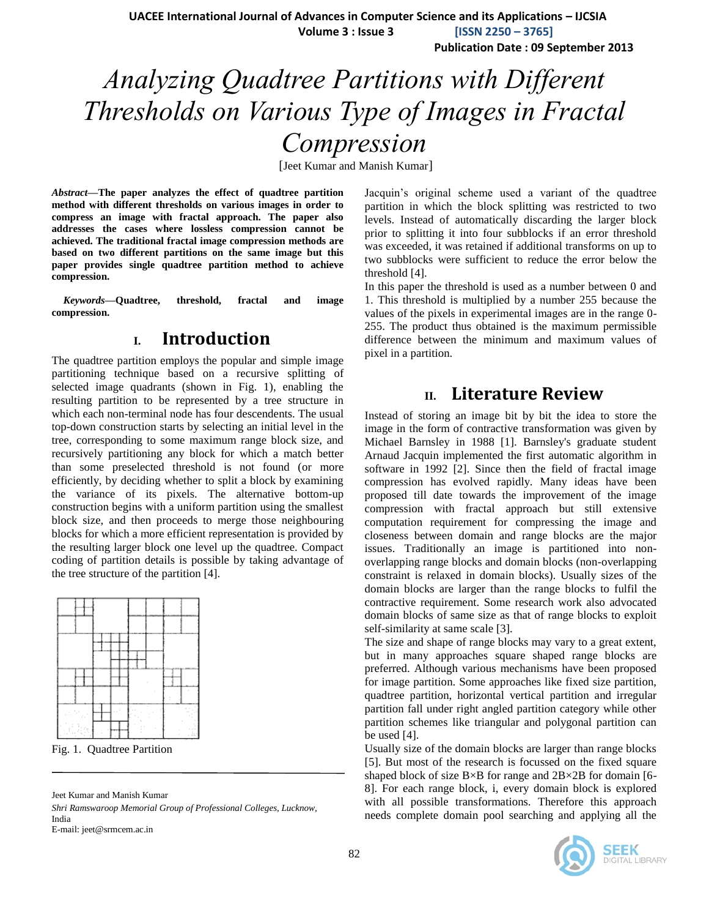# Analyzing Quadtree Partitions with Different Thresholds on Various Type of Images in Fractal Compression

[Jeet Kumar and Manish Kumar]

***Abstract*—The paper analyzes the effect of quadtree partition method with different thresholds on various images in order to compress an image with fractal approach. The paper also addresses the cases where lossless compression cannot be achieved. The traditional fractal image compression methods are based on two different partitions on the same image but this paper provides single quadtree partition method to achieve compression.**

***Keywords*—Quadtree, threshold, fractal and image compression.**

## I. Introduction

The quadtree partition employs the popular and simple image partitioning technique based on a recursive splitting of selected image quadrants (shown in Fig. 1), enabling the resulting partition to be represented by a tree structure in which each non-terminal node has four descendents. The usual top-down construction starts by selecting an initial level in the tree, corresponding to some maximum range block size, and recursively partitioning any block for which a match better than some preselected threshold is not found (or more efficiently, by deciding whether to split a block by examining the variance of its pixels. The alternative bottom-up construction begins with a uniform partition using the smallest block size, and then proceeds to merge those neighbouring blocks for which a more efficient representation is provided by the resulting larger block one level up the quadtree. Compact coding of partition details is possible by taking advantage of the tree structure of the partition [4].

Fig. 1. Quadtree Partition

Jacquin's original scheme used a variant of the quadtree partition in which the block splitting was restricted to two levels. Instead of automatically discarding the larger block prior to splitting it into four subblocks if an error threshold was exceeded, it was retained if additional transforms on up to two subblocks were sufficient to reduce the error below the threshold [4].

In this paper the threshold is used as a number between 0 and 1. This threshold is multiplied by a number 255 because the values of the pixels in experimental images are in the range 0-255. The product thus obtained is the maximum permissible difference between the minimum and maximum values of pixel in a partition.

## II. Literature Review

Instead of storing an image bit by bit the idea to store the image in the form of contractive transformation was given by Michael Barnsley in 1988 [1]. Barnsley's graduate student Arnaud Jacquin implemented the first automatic algorithm in software in 1992 [2]. Since then the field of fractal image compression has evolved rapidly. Many ideas have been proposed till date towards the improvement of the image compression with fractal approach but still extensive computation requirement for compressing the image and closeness between domain and range blocks are the major issues. Traditionally an image is partitioned into non-overlapping range blocks and domain blocks (non-overlapping constraint is relaxed in domain blocks). Usually sizes of the domain blocks are larger than the range blocks to fulfil the contractive requirement. Some research work also advocated domain blocks of same size as that of range blocks to exploit self-similarity at same scale [3].

The size and shape of range blocks may vary to a great extent, but in many approaches square shaped range blocks are preferred. Although various mechanisms have been proposed for image partition. Some approaches like fixed size partition, quadtree partition, horizontal vertical partition and irregular partition fall under right angled partition category while other partition schemes like triangular and polygonal partition can be used [4].

Usually size of the domain blocks are larger than range blocks [5]. But most of the research is focussed on the fixed square shaped block of size $B \times B$ for range and $2B \times 2B$ for domain [6-8]. For each range block, i, every domain block is explored with all possible transformations. Therefore this approach needs complete domain pool searching and applying all the

---

Jeet Kumar and Manish Kumar

*Shri Ramswaroop Memorial Group of Professional Colleges, Lucknow,* India

E-mail: jeet@srmcem.ac.in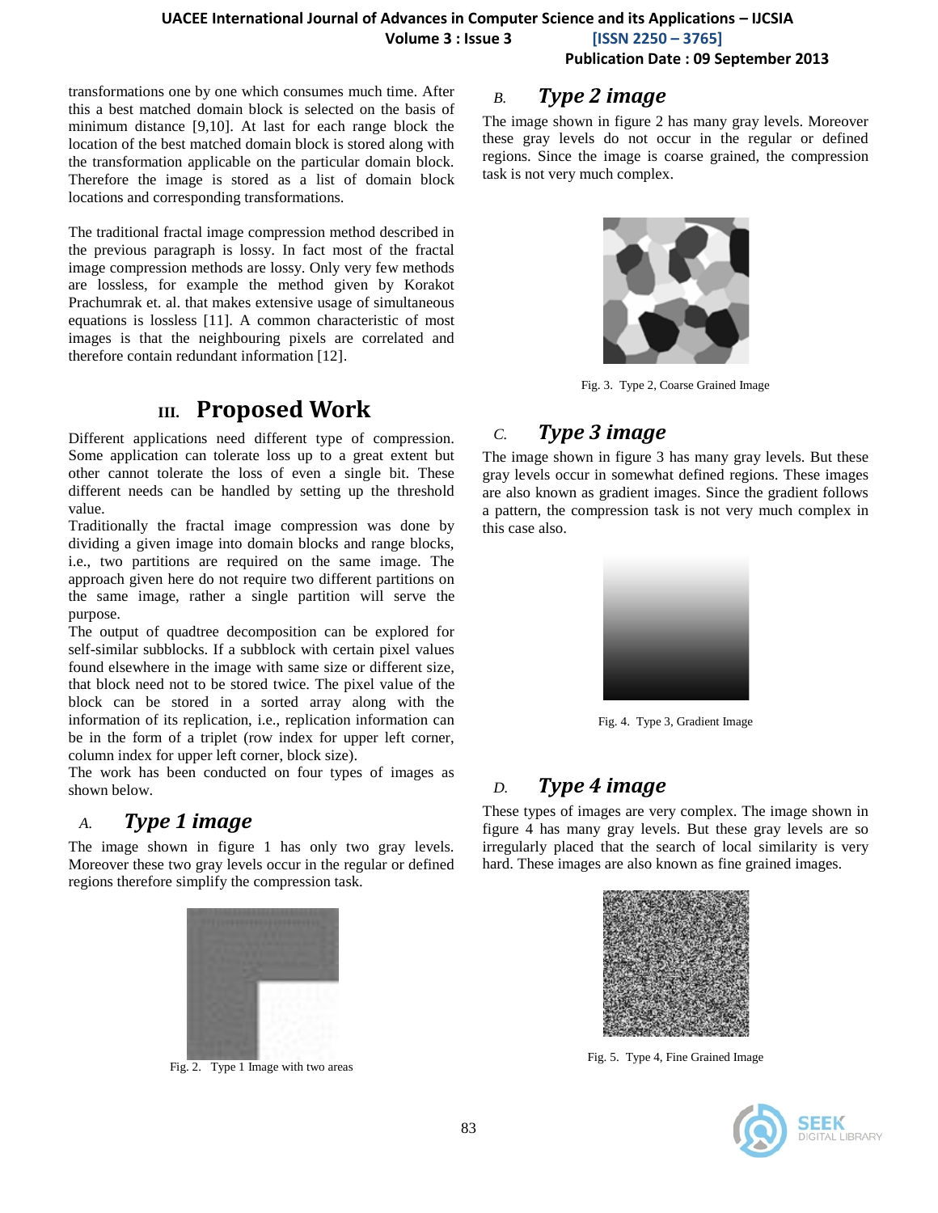transformations one by one which consumes much time. After this a best matched domain block is selected on the basis of minimum distance [9,10]. At last for each range block the location of the best matched domain block is stored along with the transformation applicable on the particular domain block. Therefore the image is stored as a list of domain block locations and corresponding transformations.

The traditional fractal image compression method described in the previous paragraph is lossy. In fact most of the fractal image compression methods are lossy. Only very few methods are lossless, for example the method given by Korakot Prachumrak et. al. that makes extensive usage of simultaneous equations is lossless [11]. A common characteristic of most images is that the neighbouring pixels are correlated and therefore contain redundant information [12].

# III. Proposed Work

Different applications need different type of compression. Some application can tolerate loss up to a great extent but other cannot tolerate the loss of even a single bit. These different needs can be handled by setting up the threshold value.

Traditionally the fractal image compression was done by dividing a given image into domain blocks and range blocks, i.e., two partitions are required on the same image. The approach given here do not require two different partitions on the same image, rather a single partition will serve the purpose.

The output of quadtree decomposition can be explored for self-similar subblocks. If a subblock with certain pixel values found elsewhere in the image with same size or different size, that block need not to be stored twice. The pixel value of the block can be stored in a sorted array along with the information of its replication, i.e., replication information can be in the form of a triplet (row index for upper left corner, column index for upper left corner, block size).

The work has been conducted on four types of images as shown below.

## A. *Type 1 image*

The image shown in figure 1 has only two gray levels. Moreover these two gray levels occur in the regular or defined regions therefore simplify the compression task.

Fig. 2. Type 1 Image with two areas

## B. *Type 2 image*

The image shown in figure 2 has many gray levels. Moreover these gray levels do not occur in the regular or defined regions. Since the image is coarse grained, the compression task is not very much complex.

Fig. 3. Type 2, Coarse Grained Image

## C. *Type 3 image*

The image shown in figure 3 has many gray levels. But these gray levels occur in somewhat defined regions. These images are also known as gradient images. Since the gradient follows a pattern, the compression task is not very much complex in this case also.

Fig. 4. Type 3, Gradient Image

## D. *Type 4 image*

These types of images are very complex. The image shown in figure 4 has many gray levels. But these gray levels are so irregularly placed that the search of local similarity is very hard. These images are also known as fine grained images.

Fig. 5. Type 4, Fine Grained Image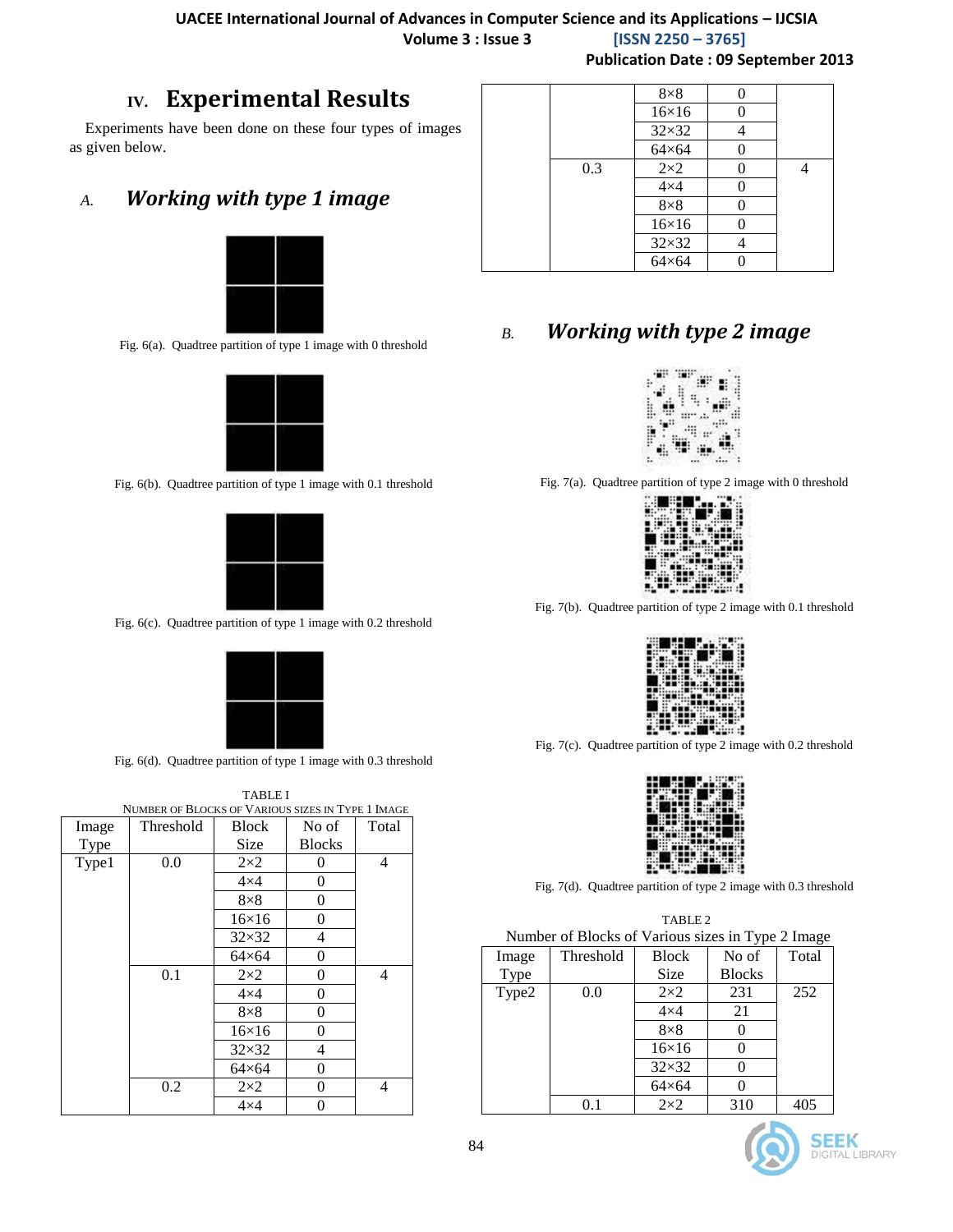## IV. Experimental Results

Experiments have been done on these four types of images as given below.

### A. *Working with type 1 image*

Fig. 6(a). Quadtree partition of type 1 image with 0 threshold

Fig. 6(b). Quadtree partition of type 1 image with 0.1 threshold

Fig. 6(c). Quadtree partition of type 1 image with 0.2 threshold

Fig. 6(d). Quadtree partition of type 1 image with 0.3 threshold

TABLE I
NUMBER OF BLOCKS OF VARIOUS SIZES IN TYPE 1 IMAGE

| Image Type | Threshold | Block Size | No of Blocks | Total |
|---|---|---|---|---|
| Type1 | 0.0 | 2×2 | 0 | 4 |
| | | 4×4 | 0 | |
| | | 8×8 | 0 | |
| | | 16×16 | 0 | |
| | | 32×32 | 4 | |
| | | 64×64 | 0 | |
| | 0.1 | 2×2 | 0 | 4 |
| | | 4×4 | 0 | |
| | | 8×8 | 0 | |
| | | 16×16 | 0 | |
| | | 32×32 | 4 | |
| | | 64×64 | 0 | |
| | 0.2 | 2×2 | 0 | 4 |
| | | 4×4 | 0 | |
| | | 8×8 | 0 | |
| | | 16×16 | 0 | |
| | | 32×32 | 4 | |
| | | 64×64 | 0 | |
| | 0.3 | 2×2 | 0 | 4 |
| | | 4×4 | 0 | |
| | | 8×8 | 0 | |
| | | 16×16 | 0 | |
| | | 32×32 | 4 | |
| | | 64×64 | 0 | |

### B. *Working with type 2 image*

Fig. 7(a). Quadtree partition of type 2 image with 0 threshold

Fig. 7(b). Quadtree partition of type 2 image with 0.1 threshold

Fig. 7(c). Quadtree partition of type 2 image with 0.2 threshold

Fig. 7(d). Quadtree partition of type 2 image with 0.3 threshold

TABLE 2
Number of Blocks of Various sizes in Type 2 Image

| Image Type | Threshold | Block Size | No of Blocks | Total |
|---|---|---|---|---|
| Type2 | 0.0 | 2×2 | 231 | 252 |
| | | 4×4 | 21 | |
| | | 8×8 | 0 | |
| | | 16×16 | 0 | |
| | | 32×32 | 0 | |
| | | 64×64 | 0 | |
| | 0.1 | 2×2 | 310 | 405 |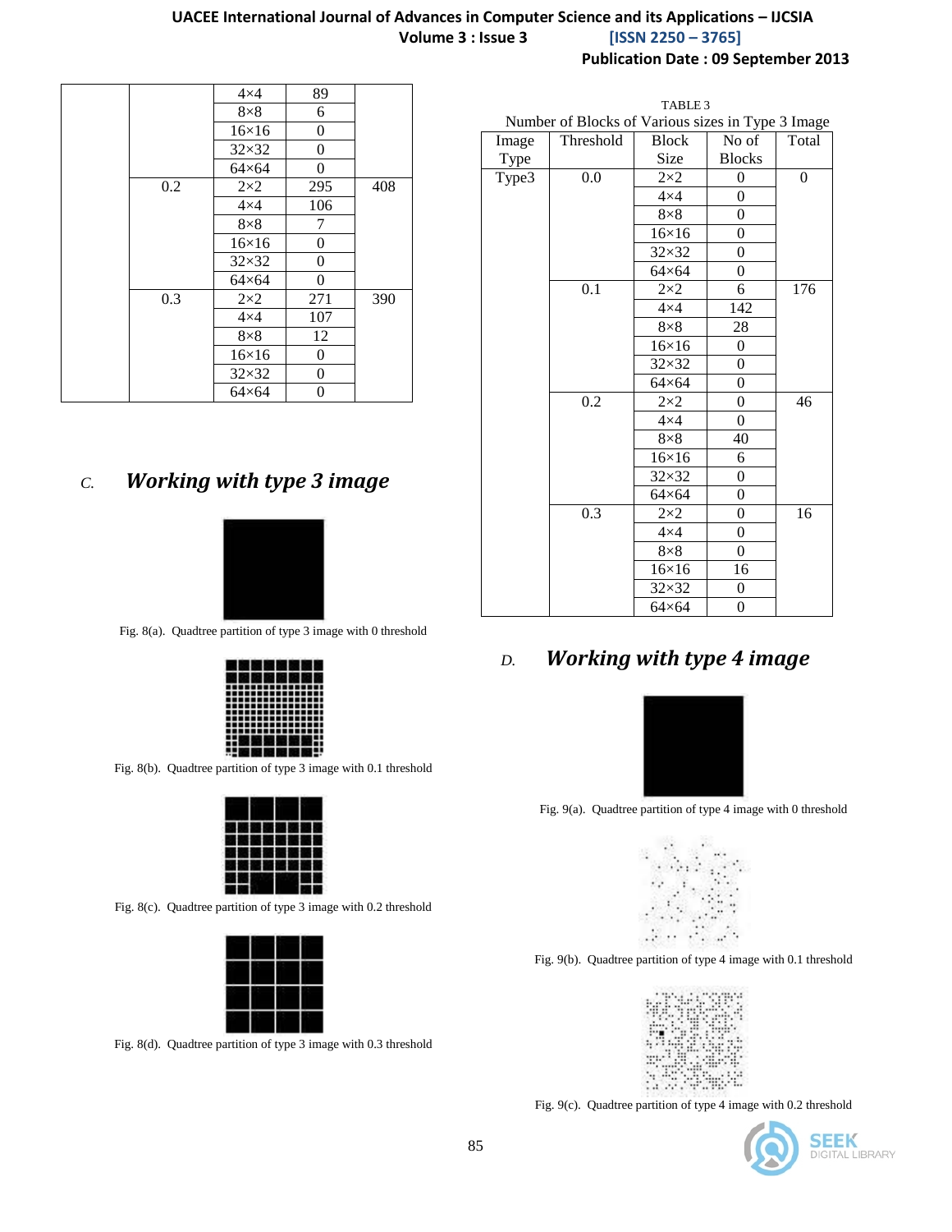| | | 4×4 | 89 | |
|---|---|---|---|---|
| | | 8×8 | 6 | |
| | | 16×16 | 0 | |
| | | 32×32 | 0 | |
| | | 64×64 | 0 | |
| | 0.2 | 2×2 | 295 | 408 |
| | | 4×4 | 106 | |
| | | 8×8 | 7 | |
| | | 16×16 | 0 | |
| | | 32×32 | 0 | |
| | | 64×64 | 0 | |
| | 0.3 | 2×2 | 271 | 390 |
| | | 4×4 | 107 | |
| | | 8×8 | 12 | |
| | | 16×16 | 0 | |
| | | 32×32 | 0 | |
| | | 64×64 | 0 | |

### C. *Working with type 3 image*

Fig. 8(a). Quadtree partition of type 3 image with 0 threshold

Fig. 8(b). Quadtree partition of type 3 image with 0.1 threshold

Fig. 8(c). Quadtree partition of type 3 image with 0.2 threshold

Fig. 8(d). Quadtree partition of type 3 image with 0.3 threshold

TABLE 3

Number of Blocks of Various sizes in Type 3 Image

| Image Type | Threshold | Block Size | No of Blocks | Total |
|---|---|---|---|---|
| Type3 | 0.0 | 2×2 | 0 | 0 |
| | | 4×4 | 0 | |
| | | 8×8 | 0 | |
| | | 16×16 | 0 | |
| | | 32×32 | 0 | |
| | | 64×64 | 0 | |
| | 0.1 | 2×2 | 6 | 176 |
| | | 4×4 | 142 | |
| | | 8×8 | 28 | |
| | | 16×16 | 0 | |
| | | 32×32 | 0 | |
| | | 64×64 | 0 | |
| | 0.2 | 2×2 | 0 | 46 |
| | | 4×4 | 0 | |
| | | 8×8 | 40 | |
| | | 16×16 | 6 | |
| | | 32×32 | 0 | |
| | | 64×64 | 0 | |
| | 0.3 | 2×2 | 0 | 16 |
| | | 4×4 | 0 | |
| | | 8×8 | 0 | |
| | | 16×16 | 16 | |
| | | 32×32 | 0 | |
| | | 64×64 | 0 | |

### D. *Working with type 4 image*

Fig. 9(a). Quadtree partition of type 4 image with 0 threshold

Fig. 9(b). Quadtree partition of type 4 image with 0.1 threshold

Fig. 9(c). Quadtree partition of type 4 image with 0.2 threshold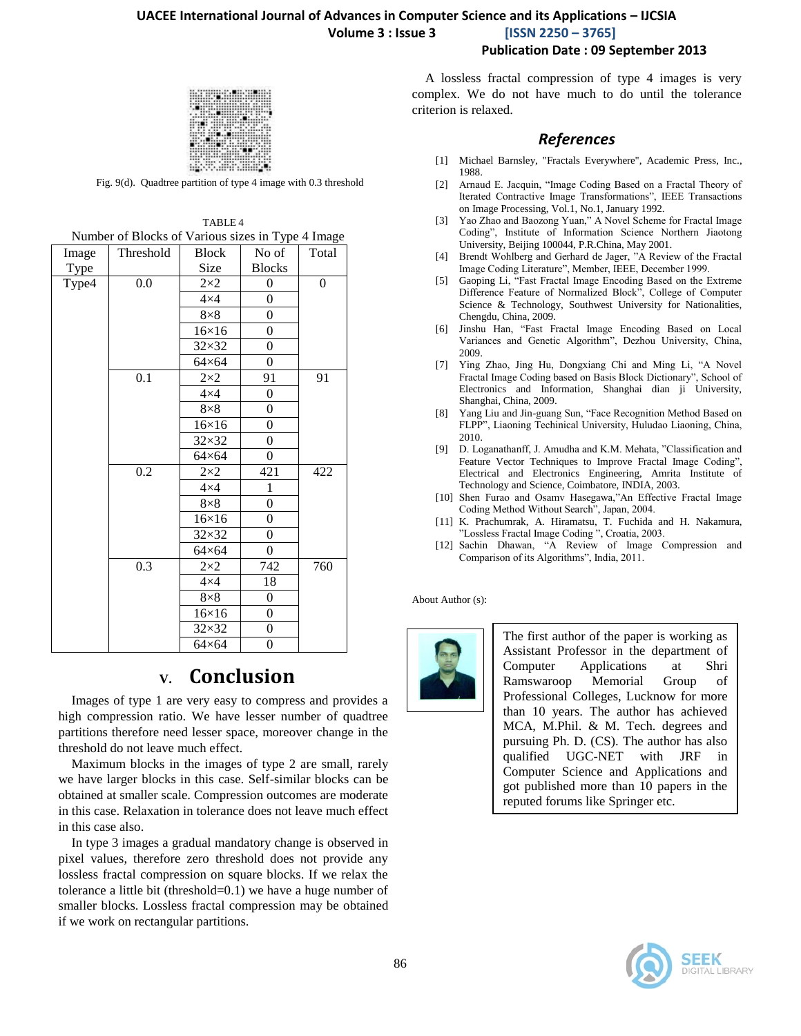Fig. 9(d). Quadtree partition of type 4 image with 0.3 threshold

TABLE 4
Number of Blocks of Various sizes in Type 4 Image

| Image Type | Threshold | Block Size | No of Blocks | Total |
|---|---|---|---|---|
| Type4 | 0.0 | 2×2 | 0 | 0 |
| | | 4×4 | 0 | |
| | | 8×8 | 0 | |
| | | 16×16 | 0 | |
| | | 32×32 | 0 | |
| | | 64×64 | 0 | |
| | 0.1 | 2×2 | 91 | 91 |
| | | 4×4 | 0 | |
| | | 8×8 | 0 | |
| | | 16×16 | 0 | |
| | | 32×32 | 0 | |
| | | 64×64 | 0 | |
| | 0.2 | 2×2 | 421 | 422 |
| | | 4×4 | 1 | |
| | | 8×8 | 0 | |
| | | 16×16 | 0 | |
| | | 32×32 | 0 | |
| | | 64×64 | 0 | |
| | 0.3 | 2×2 | 742 | 760 |
| | | 4×4 | 18 | |
| | | 8×8 | 0 | |
| | | 16×16 | 0 | |
| | | 32×32 | 0 | |
| | | 64×64 | 0 | |

## V. Conclusion

Images of type 1 are very easy to compress and provides a high compression ratio. We have lesser number of quadtree partitions therefore need lesser space, moreover change in the threshold do not leave much effect.

Maximum blocks in the images of type 2 are small, rarely we have larger blocks in this case. Self-similar blocks can be obtained at smaller scale. Compression outcomes are moderate in this case. Relaxation in tolerance does not leave much effect in this case also.

In type 3 images a gradual mandatory change is observed in pixel values, therefore zero threshold does not provide any lossless fractal compression on square blocks. If we relax the tolerance a little bit (threshold=0.1) we have a huge number of smaller blocks. Lossless fractal compression may be obtained if we work on rectangular partitions.

A lossless fractal compression of type 4 images is very complex. We do not have much to do until the tolerance criterion is relaxed.

## References

[1] Michael Barnsley, "Fractals Everywhere", Academic Press, Inc., 1988.

[2] Arnaud E. Jacquin, "Image Coding Based on a Fractal Theory of Iterated Contractive Image Transformations", IEEE Transactions on Image Processing, Vol.1, No.1, January 1992.

[3] Yao Zhao and Baozong Yuan," A Novel Scheme for Fractal Image Coding", Institute of Information Science Northern Jiaotong University, Beijing 100044, P.R.China, May 2001.

[4] Brendt Wohlberg and Gerhard de Jager, "A Review of the Fractal Image Coding Literature", Member, IEEE, December 1999.

[5] Gaoping Li, "Fast Fractal Image Encoding Based on the Extreme Difference Feature of Normalized Block", College of Computer Science & Technology, Southwest University for Nationalities, Chengdu, China, 2009.

[6] Jinshu Han, "Fast Fractal Image Encoding Based on Local Variances and Genetic Algorithm", Dezhou University, China, 2009.

[7] Ying Zhao, Jing Hu, Dongxiang Chi and Ming Li, "A Novel Fractal Image Coding based on Basis Block Dictionary", School of Electronics and Information, Shanghai dian ji University, Shanghai, China, 2009.

[8] Yang Liu and Jin-guang Sun, "Face Recognition Method Based on FLPP", Liaoning Techinical University, Huludao Liaoning, China, 2010.

[9] D. Loganathanff, J. Amudha and K.M. Mehata, "Classification and Feature Vector Techniques to Improve Fractal Image Coding", Electrical and Electronics Engineering, Amrita Institute of Technology and Science, Coimbatore, INDIA, 2003.

[10] Shen Furao and Osamv Hasegawa,"An Effective Fractal Image Coding Method Without Search", Japan, 2004.

[11] K. Prachumrak, A. Hiramatsu, T. Fuchida and H. Nakamura, "Lossless Fractal Image Coding ", Croatia, 2003.

[12] Sachin Dhawan, "A Review of Image Compression and Comparison of its Algorithms", India, 2011.

About Author (s):

The first author of the paper is working as Assistant Professor in the department of Computer Applications at Shri Ramswaroop Memorial Group of Professional Colleges, Lucknow for more than 10 years. The author has achieved MCA, M.Phil. & M. Tech. degrees and pursuing Ph. D. (CS). The author has also qualified UGC-NET with JRF in Computer Science and Applications and got published more than 10 papers in the reputed forums like Springer etc.